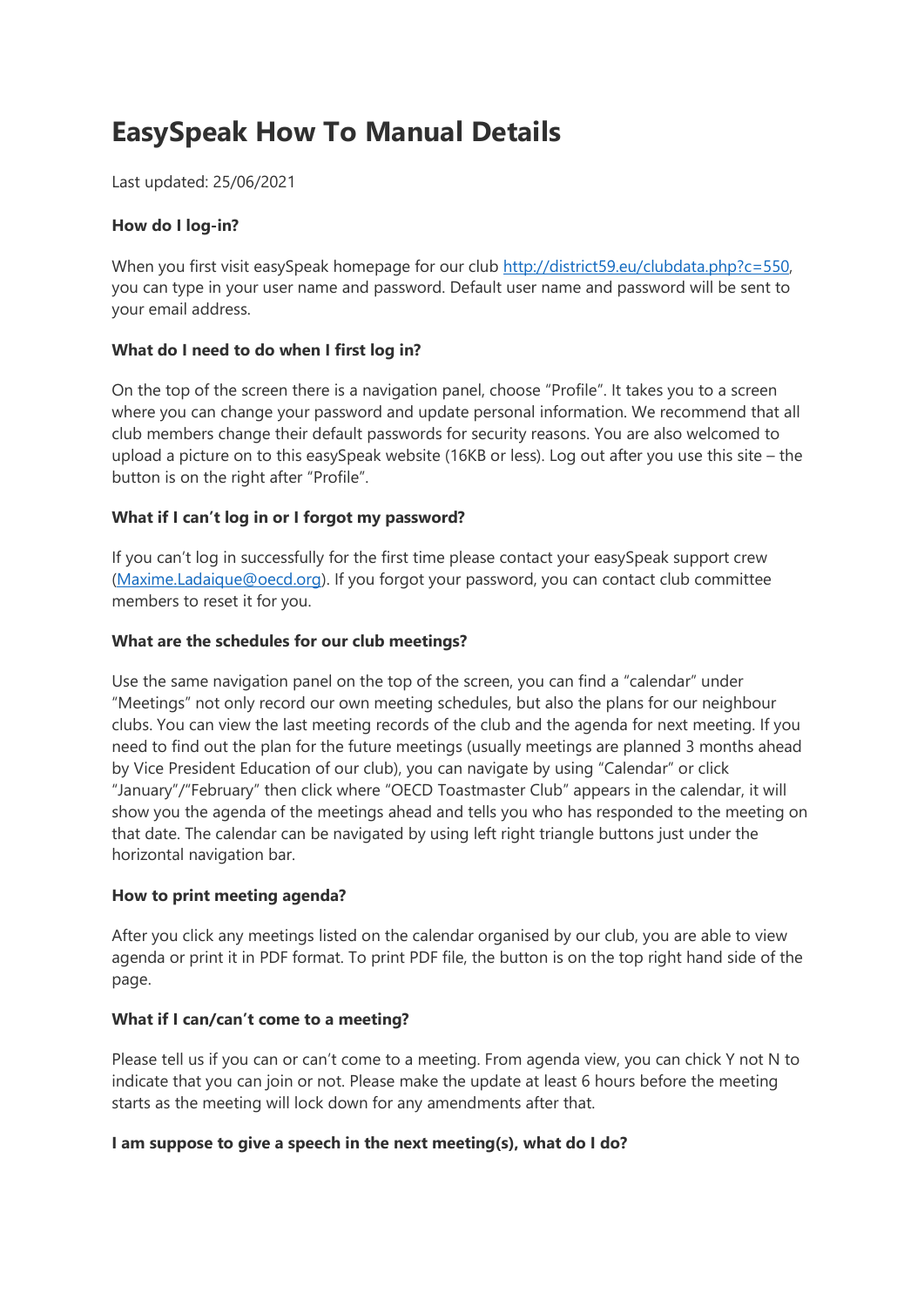# EasySpeak How To Manual Details

Last updated: 25/06/2021

**How do I log-in?**

When you first visit easySpeak homepage for our club http://district59.eu/clubdata.php?c=550, you can type in your user name and password. Default user name and password will be sent to your email address.

**What do I need to do when I first log in?**

On the top of the screen there is a navigation panel, choose "Profile". It takes you to a screen where you can change your password and update personal information. We recommend that all club members change their default passwords for security reasons. You are also welcomed to upload a picture on to this easySpeak website (16KB or less). Log out after you use this site – the button is on the right after "Profile".

**What if I can't log in or I forgot my password?**

If you can't log in successfully for the first time please contact your easySpeak support crew (Maxime.Ladaique@oecd.org). If you forgot your password, you can contact club committee members to reset it for you.

**What are the schedules for our club meetings?**

Use the same navigation panel on the top of the screen, you can find a "calendar" under "Meetings" not only record our own meeting schedules, but also the plans for our neighbour clubs. You can view the last meeting records of the club and the agenda for next meeting. If you need to find out the plan for the future meetings (usually meetings are planned 3 months ahead by Vice President Education of our club), you can navigate by using "Calendar" or click "January"/"February" then click where "OECD Toastmaster Club" appears in the calendar, it will show you the agenda of the meetings ahead and tells you who has responded to the meeting on that date. The calendar can be navigated by using left right triangle buttons just under the horizontal navigation bar.

**How to print meeting agenda?**

After you click any meetings listed on the calendar organised by our club, you are able to view agenda or print it in PDF format. To print PDF file, the button is on the top right hand side of the page.

**What if I can/can't come to a meeting?**

Please tell us if you can or can't come to a meeting. From agenda view, you can chick Y not N to indicate that you can join or not. Please make the update at least 6 hours before the meeting starts as the meeting will lock down for any amendments after that.

**I am suppose to give a speech in the next meeting(s), what do I do?**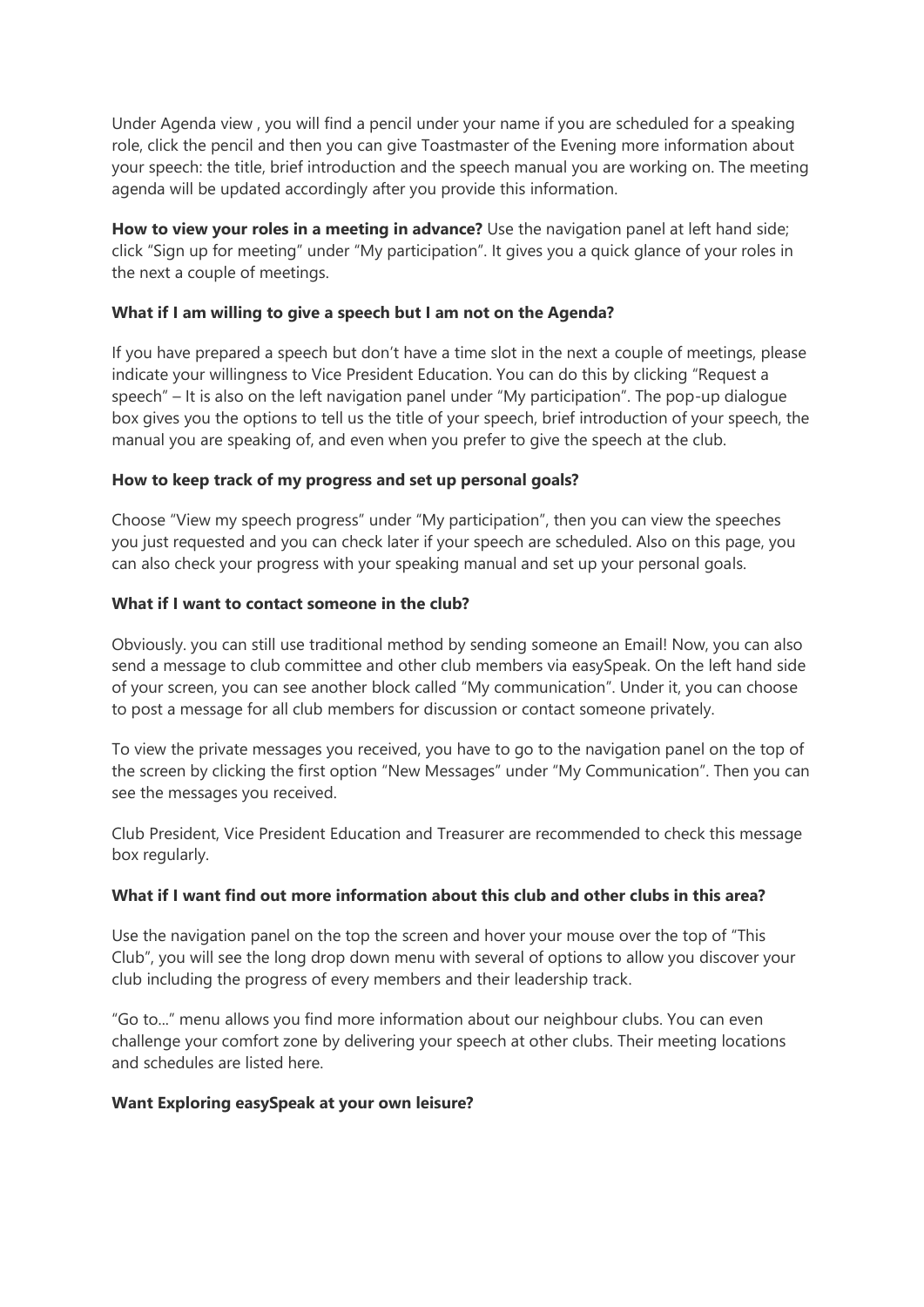Under Agenda view , you will find a pencil under your name if you are scheduled for a speaking role, click the pencil and then you can give Toastmaster of the Evening more information about your speech: the title, brief introduction and the speech manual you are working on. The meeting agenda will be updated accordingly after you provide this information.

**How to view your roles in a meeting in advance?** Use the navigation panel at left hand side; click "Sign up for meeting" under "My participation". It gives you a quick glance of your roles in the next a couple of meetings.

**What if I am willing to give a speech but I am not on the Agenda?**

If you have prepared a speech but don't have a time slot in the next a couple of meetings, please indicate your willingness to Vice President Education. You can do this by clicking "Request a speech" – It is also on the left navigation panel under "My participation". The pop-up dialogue box gives you the options to tell us the title of your speech, brief introduction of your speech, the manual you are speaking of, and even when you prefer to give the speech at the club.

**How to keep track of my progress and set up personal goals?**

Choose "View my speech progress" under "My participation", then you can view the speeches you just requested and you can check later if your speech are scheduled. Also on this page, you can also check your progress with your speaking manual and set up your personal goals.

**What if I want to contact someone in the club?**

Obviously. you can still use traditional method by sending someone an Email! Now, you can also send a message to club committee and other club members via easySpeak. On the left hand side of your screen, you can see another block called "My communication". Under it, you can choose to post a message for all club members for discussion or contact someone privately.

To view the private messages you received, you have to go to the navigation panel on the top of the screen by clicking the first option "New Messages" under "My Communication". Then you can see the messages you received.

Club President, Vice President Education and Treasurer are recommended to check this message box regularly.

**What if I want find out more information about this club and other clubs in this area?**

Use the navigation panel on the top the screen and hover your mouse over the top of "This Club", you will see the long drop down menu with several of options to allow you discover your club including the progress of every members and their leadership track.

"Go to..." menu allows you find more information about our neighbour clubs. You can even challenge your comfort zone by delivering your speech at other clubs. Their meeting locations and schedules are listed here.

**Want Exploring easySpeak at your own leisure?**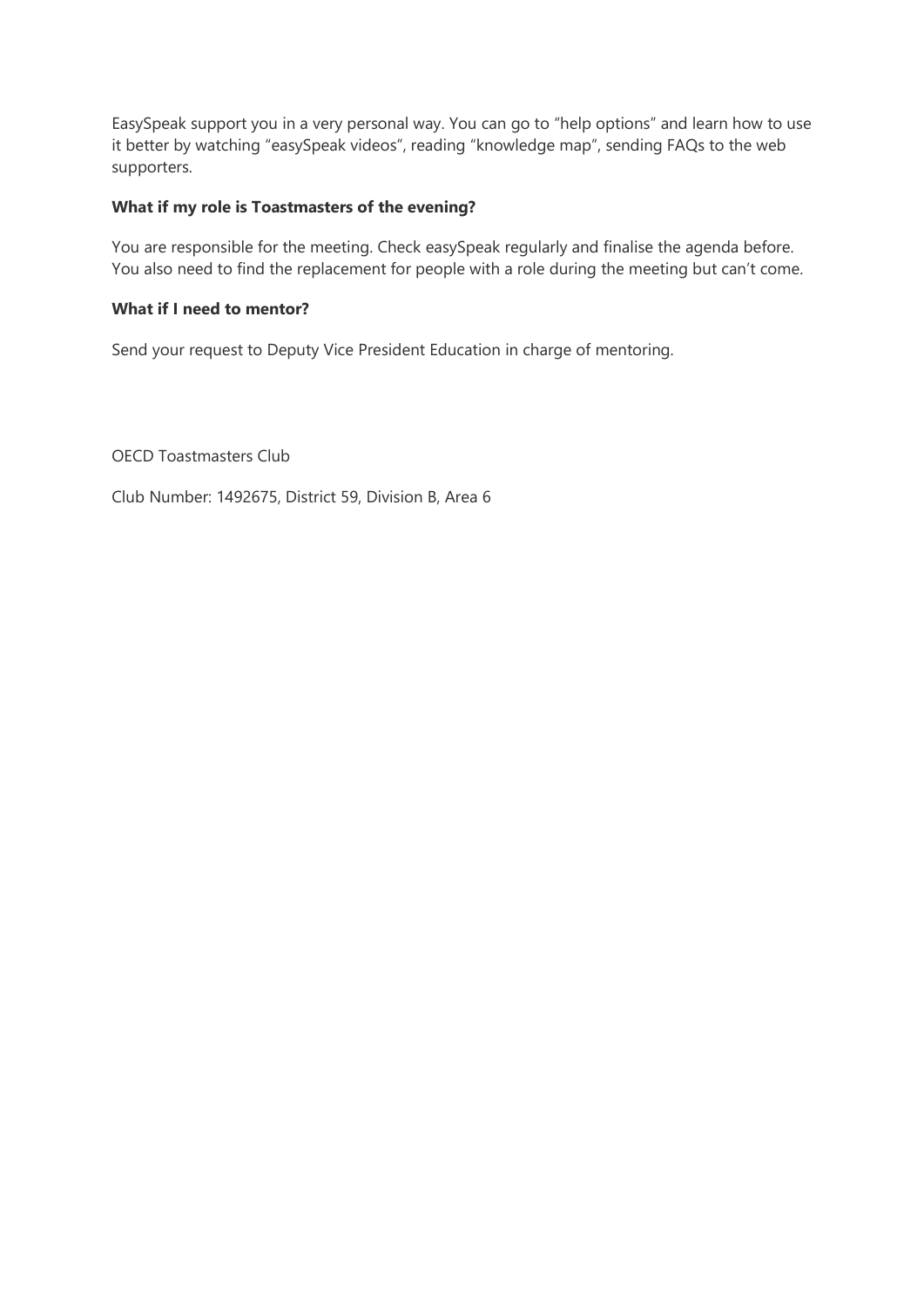EasySpeak support you in a very personal way. You can go to "help options" and learn how to use it better by watching "easySpeak videos", reading "knowledge map", sending FAQs to the web supporters.

**What if my role is Toastmasters of the evening?**

You are responsible for the meeting. Check easySpeak regularly and finalise the agenda before. You also need to find the replacement for people with a role during the meeting but can't come.

**What if I need to mentor?**

Send your request to Deputy Vice President Education in charge of mentoring.

OECD Toastmasters Club

Club Number: 1492675, District 59, Division B, Area 6